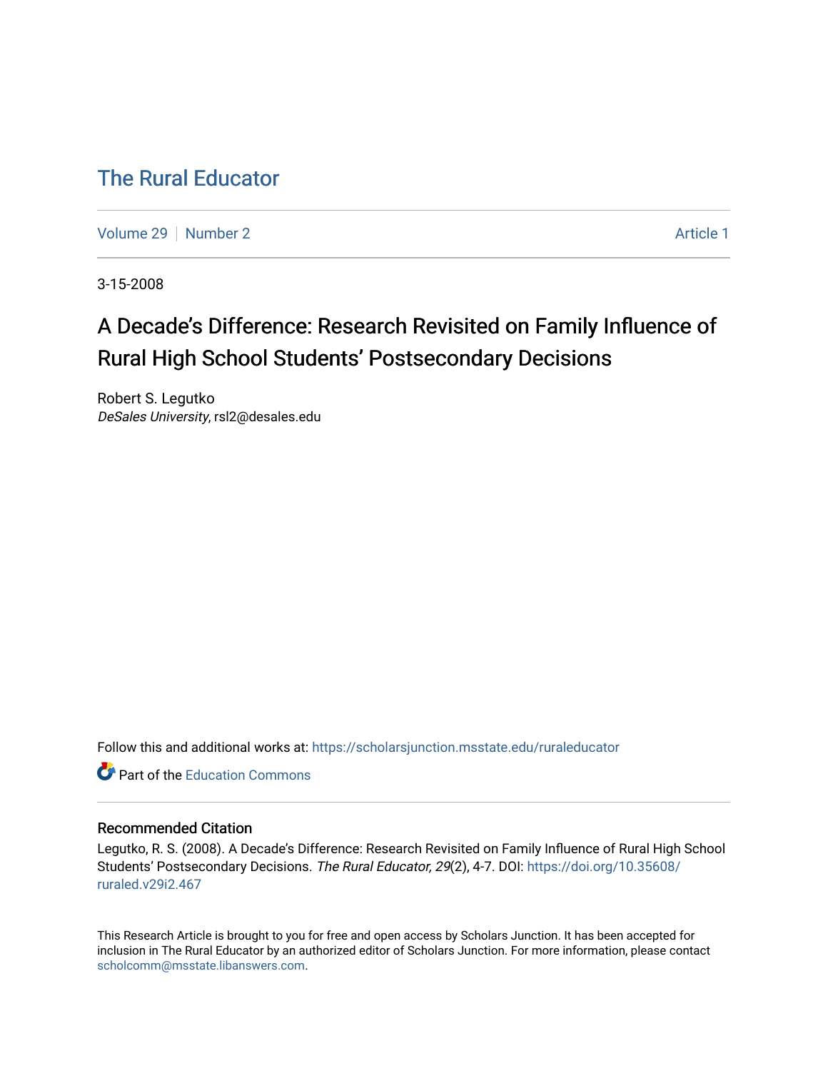# The Rural Educator

Volume 29 | Number 2 | Article 1

3-15-2008

## A Decade's Difference: Research Revisited on Family Influence of Rural High School Students' Postsecondary Decisions

Robert S. Legutko
*DeSales University*, rsl2@desales.edu

Follow this and additional works at: https://scholarsjunction.msstate.edu/ruraleducator

Part of the Education Commons

### Recommended Citation

Legutko, R. S. (2008). A Decade's Difference: Research Revisited on Family Influence of Rural High School Students' Postsecondary Decisions. *The Rural Educator, 29*(2), 4-7. DOI: https://doi.org/10.35608/ruraled.v29i2.467

This Research Article is brought to you for free and open access by Scholars Junction. It has been accepted for inclusion in The Rural Educator by an authorized editor of Scholars Junction. For more information, please contact scholcomm@msstate.libanswers.com.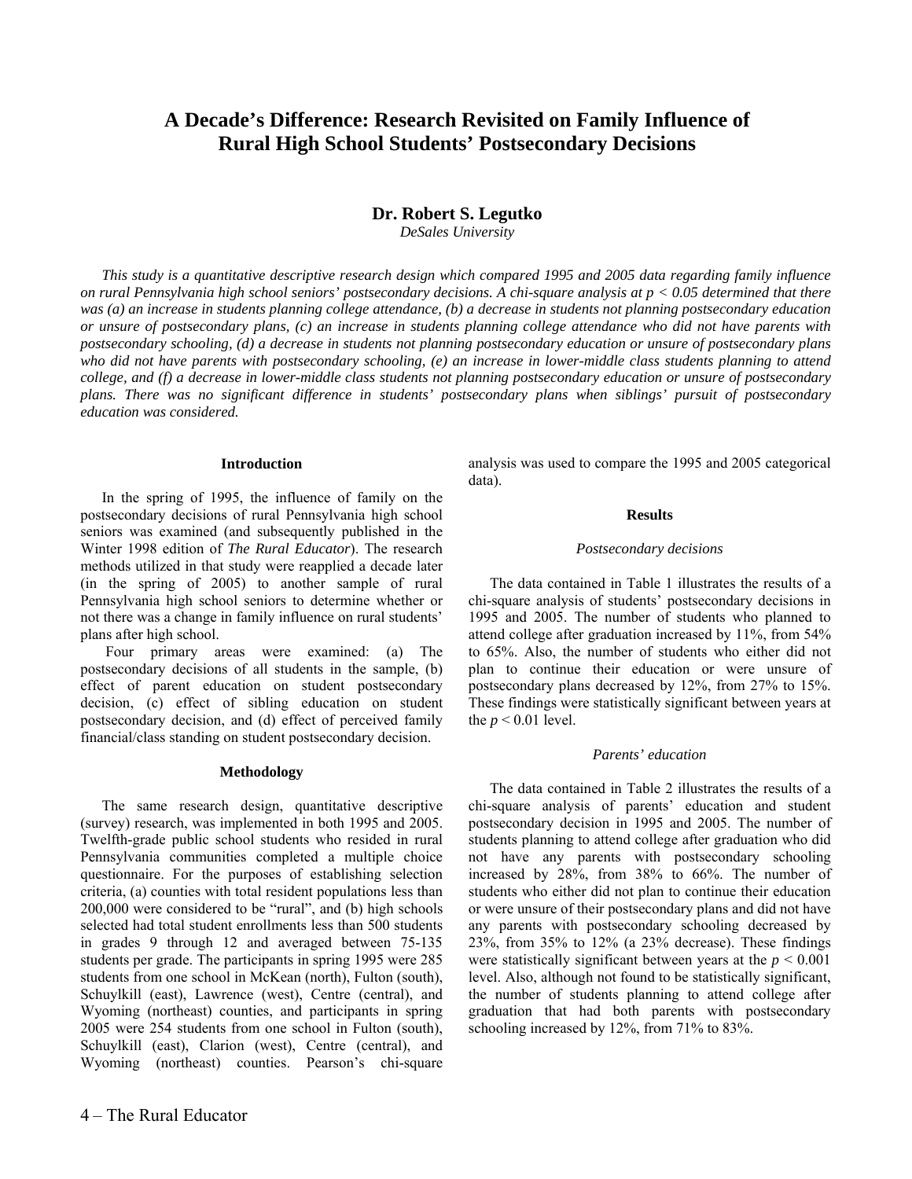# A Decade's Difference: Research Revisited on Family Influence of Rural High School Students' Postsecondary Decisions

**Dr. Robert S. Legutko**

*DeSales University*

*This study is a quantitative descriptive research design which compared 1995 and 2005 data regarding family influence on rural Pennsylvania high school seniors' postsecondary decisions. A chi-square analysis at $p < 0.05$ determined that there was (a) an increase in students planning college attendance, (b) a decrease in students not planning postsecondary education or unsure of postsecondary plans, (c) an increase in students planning college attendance who did not have parents with postsecondary schooling, (d) a decrease in students not planning postsecondary education or unsure of postsecondary plans who did not have parents with postsecondary schooling, (e) an increase in lower-middle class students planning to attend college, and (f) a decrease in lower-middle class students not planning postsecondary education or unsure of postsecondary plans. There was no significant difference in students' postsecondary plans when siblings' pursuit of postsecondary education was considered.*

#### Introduction

In the spring of 1995, the influence of family on the postsecondary decisions of rural Pennsylvania high school seniors was examined (and subsequently published in the Winter 1998 edition of *The Rural Educator*). The research methods utilized in that study were reapplied a decade later (in the spring of 2005) to another sample of rural Pennsylvania high school seniors to determine whether or not there was a change in family influence on rural students' plans after high school.

Four primary areas were examined: (a) The postsecondary decisions of all students in the sample, (b) effect of parent education on student postsecondary decision, (c) effect of sibling education on student postsecondary decision, and (d) effect of perceived family financial/class standing on student postsecondary decision.

#### Methodology

The same research design, quantitative descriptive (survey) research, was implemented in both 1995 and 2005. Twelfth-grade public school students who resided in rural Pennsylvania communities completed a multiple choice questionnaire. For the purposes of establishing selection criteria, (a) counties with total resident populations less than 200,000 were considered to be "rural", and (b) high schools selected had total student enrollments less than 500 students in grades 9 through 12 and averaged between 75-135 students per grade. The participants in spring 1995 were 285 students from one school in McKean (north), Fulton (south), Schuylkill (east), Lawrence (west), Centre (central), and Wyoming (northeast) counties, and participants in spring 2005 were 254 students from one school in Fulton (south), Schuylkill (east), Clarion (west), Centre (central), and Wyoming (northeast) counties. Pearson's chi-square analysis was used to compare the 1995 and 2005 categorical data).

#### Results

*Postsecondary decisions*

The data contained in Table 1 illustrates the results of a chi-square analysis of students' postsecondary decisions in 1995 and 2005. The number of students who planned to attend college after graduation increased by 11%, from 54% to 65%. Also, the number of students who either did not plan to continue their education or were unsure of postsecondary plans decreased by 12%, from 27% to 15%. These findings were statistically significant between years at the $p < 0.01$ level.

*Parents' education*

The data contained in Table 2 illustrates the results of a chi-square analysis of parents' education and student postsecondary decision in 1995 and 2005. The number of students planning to attend college after graduation who did not have any parents with postsecondary schooling increased by 28%, from 38% to 66%. The number of students who either did not plan to continue their education or were unsure of their postsecondary plans and did not have any parents with postsecondary schooling decreased by 23%, from 35% to 12% (a 23% decrease). These findings were statistically significant between years at the $p < 0.001$ level. Also, although not found to be statistically significant, the number of students planning to attend college after graduation that had both parents with postsecondary schooling increased by 12%, from 71% to 83%.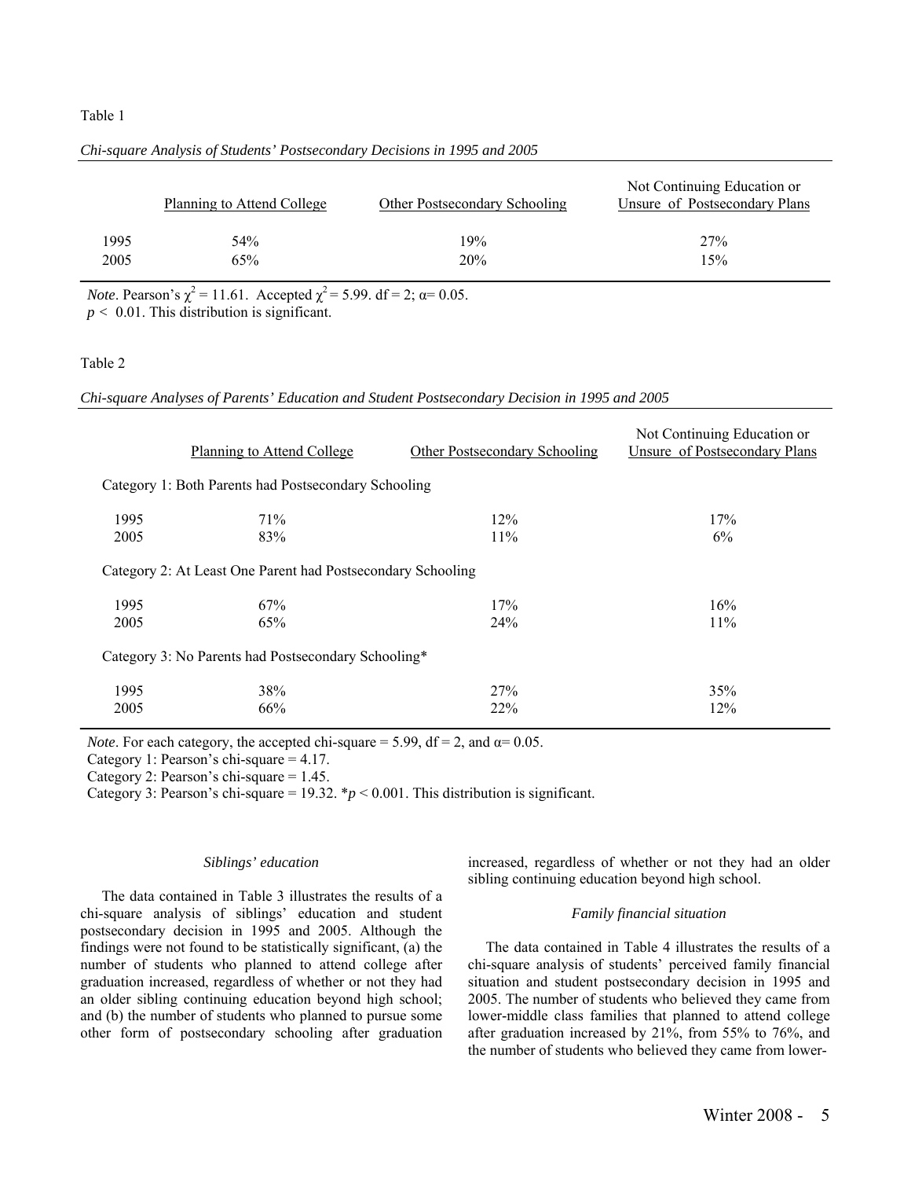Table 1

*Chi-square Analysis of Students' Postsecondary Decisions in 1995 and 2005*

| | Planning to Attend College | Other Postsecondary Schooling | Not Continuing Education or Unsure of Postsecondary Plans |
|---|---|---|---|
| 1995 | 54% | 19% | 27% |
| 2005 | 65% | 20% | 15% |

*Note*. Pearson's $\chi^2 = 11.61$. Accepted $\chi^2 = 5.99$. df = 2; $\alpha = 0.05$.
$p < 0.01$. This distribution is significant.

Table 2

*Chi-square Analyses of Parents' Education and Student Postsecondary Decision in 1995 and 2005*

| | Planning to Attend College | Other Postsecondary Schooling | Not Continuing Education or Unsure of Postsecondary Plans |
|---|---|---|---|
| Category 1: Both Parents had Postsecondary Schooling | | | |
| 1995 | 71% | 12% | 17% |
| 2005 | 83% | 11% | 6% |
| Category 2: At Least One Parent had Postsecondary Schooling | | | |
| 1995 | 67% | 17% | 16% |
| 2005 | 65% | 24% | 11% |
| Category 3: No Parents had Postsecondary Schooling* | | | |
| 1995 | 38% | 27% | 35% |
| 2005 | 66% | 22% | 12% |

*Note*. For each category, the accepted chi-square = 5.99, df = 2, and $\alpha = 0.05$.
Category 1: Pearson's chi-square = 4.17.
Category 2: Pearson's chi-square = 1.45.
Category 3: Pearson's chi-square = 19.32. *$p < 0.001$. This distribution is significant.

### *Siblings' education*

The data contained in Table 3 illustrates the results of a chi-square analysis of siblings' education and student postsecondary decision in 1995 and 2005. Although the findings were not found to be statistically significant, (a) the number of students who planned to attend college after graduation increased, regardless of whether or not they had an older sibling continuing education beyond high school; and (b) the number of students who planned to pursue some other form of postsecondary schooling after graduation increased, regardless of whether or not they had an older sibling continuing education beyond high school.

### *Family financial situation*

The data contained in Table 4 illustrates the results of a chi-square analysis of students' perceived family financial situation and student postsecondary decision in 1995 and 2005. The number of students who believed they came from lower-middle class families that planned to attend college after graduation increased by 21%, from 55% to 76%, and the number of students who believed they came from lower-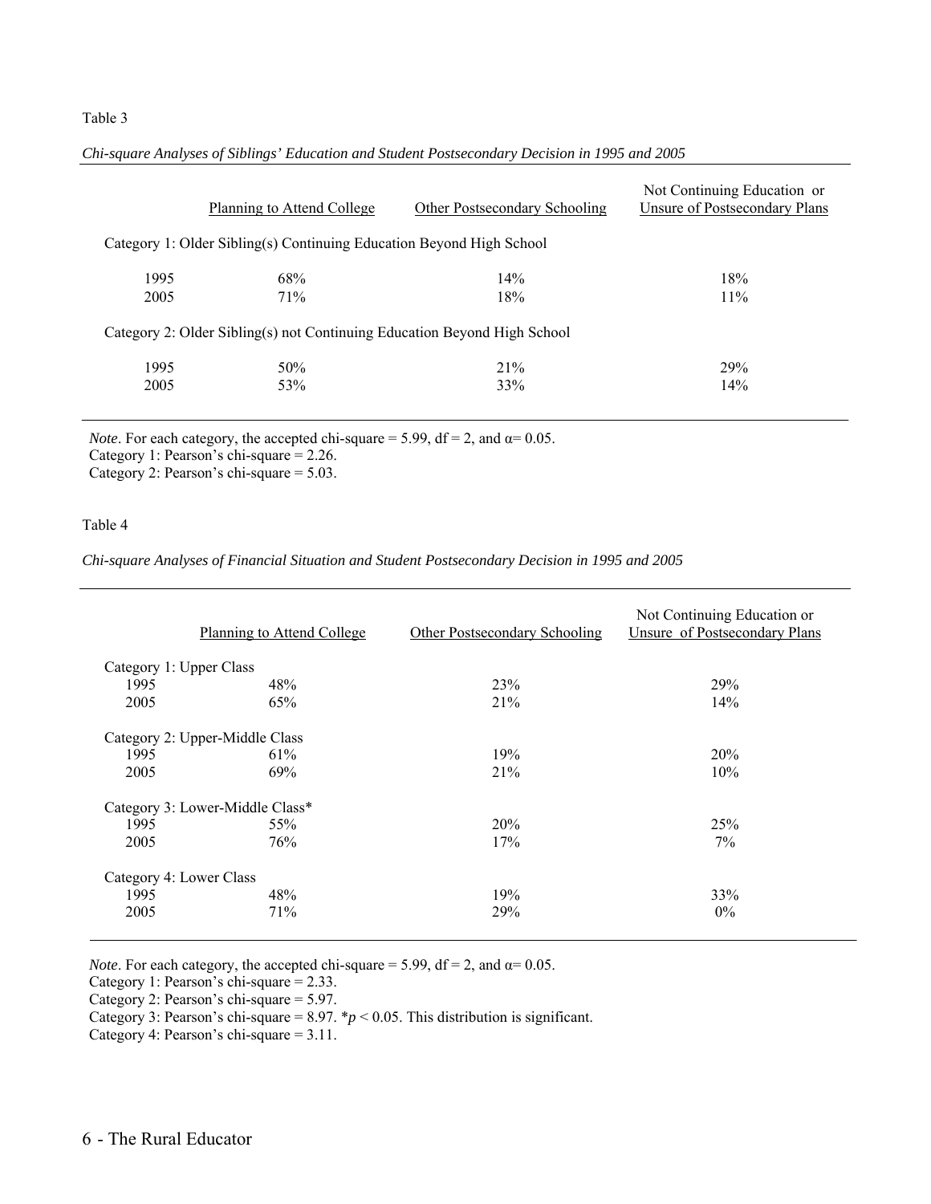Table 3

*Chi-square Analyses of Siblings' Education and Student Postsecondary Decision in 1995 and 2005*

| | Planning to Attend College | Other Postsecondary Schooling | Not Continuing Education or Unsure of Postsecondary Plans |
|---|---|---|---|
| Category 1: Older Sibling(s) Continuing Education Beyond High School | | | |
| 1995 | 68% | 14% | 18% |
| 2005 | 71% | 18% | 11% |
| Category 2: Older Sibling(s) not Continuing Education Beyond High School | | | |
| 1995 | 50% | 21% | 29% |
| 2005 | 53% | 33% | 14% |

*Note*. For each category, the accepted chi-square = 5.99, df = 2, and $\alpha = 0.05$.
Category 1: Pearson's chi-square = 2.26.
Category 2: Pearson's chi-square = 5.03.

Table 4

*Chi-square Analyses of Financial Situation and Student Postsecondary Decision in 1995 and 2005*

| | Planning to Attend College | Other Postsecondary Schooling | Not Continuing Education or Unsure of Postsecondary Plans |
|---|---|---|---|
| Category 1: Upper Class | | | |
| 1995 | 48% | 23% | 29% |
| 2005 | 65% | 21% | 14% |
| Category 2: Upper-Middle Class | | | |
| 1995 | 61% | 19% | 20% |
| 2005 | 69% | 21% | 10% |
| Category 3: Lower-Middle Class* | | | |
| 1995 | 55% | 20% | 25% |
| 2005 | 76% | 17% | 7% |
| Category 4: Lower Class | | | |
| 1995 | 48% | 19% | 33% |
| 2005 | 71% | 29% | 0% |

*Note*. For each category, the accepted chi-square = 5.99, df = 2, and $\alpha = 0.05$.
Category 1: Pearson's chi-square = 2.33.
Category 2: Pearson's chi-square = 5.97.
Category 3: Pearson's chi-square = 8.97. *$p < 0.05$. This distribution is significant.
Category 4: Pearson's chi-square = 3.11.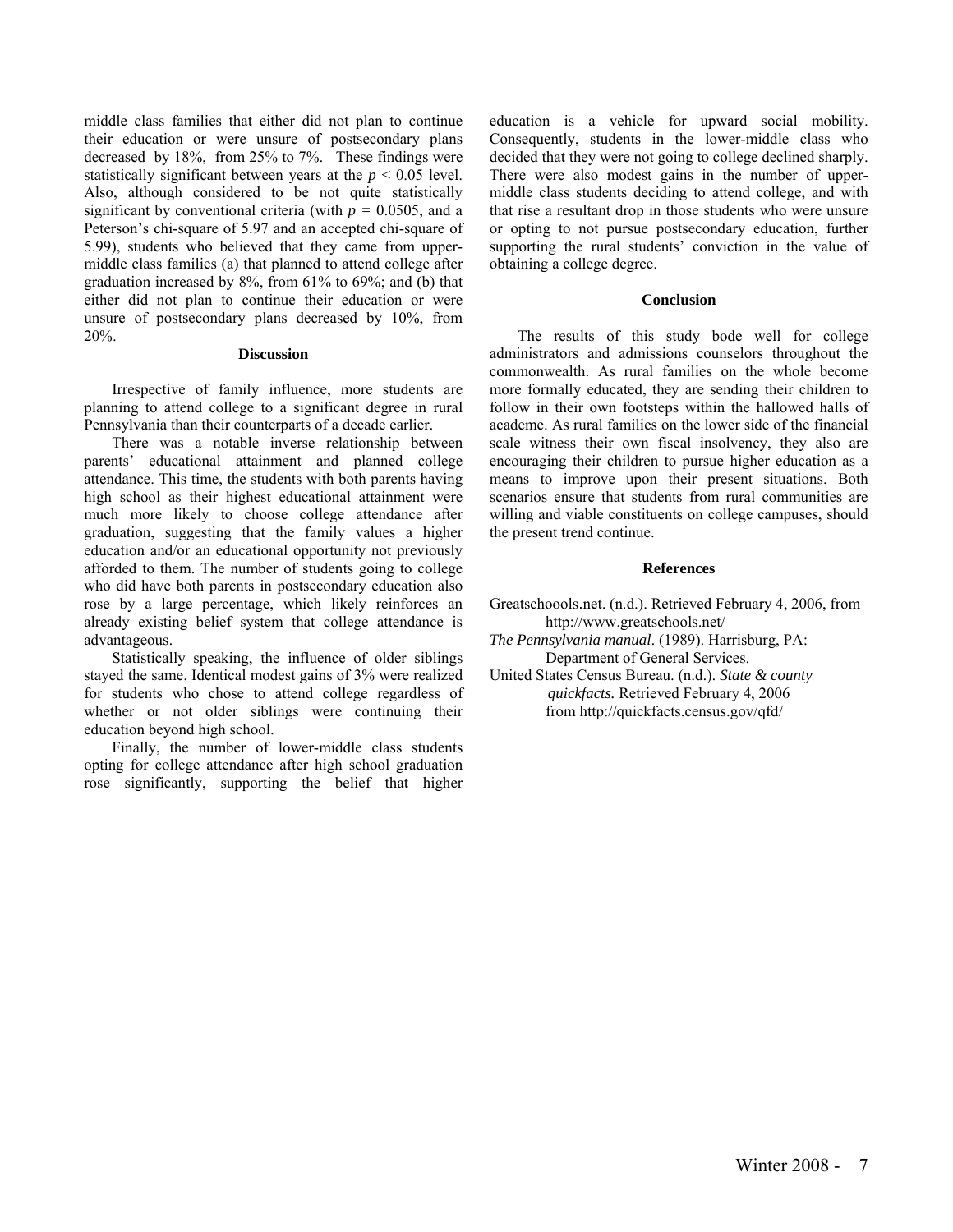middle class families that either did not plan to continue their education or were unsure of postsecondary plans decreased by 18%, from 25% to 7%. These findings were statistically significant between years at the $p < 0.05$ level. Also, although considered to be not quite statistically significant by conventional criteria (with $p = 0.0505$, and a Peterson's chi-square of 5.97 and an accepted chi-square of 5.99), students who believed that they came from upper-middle class families (a) that planned to attend college after graduation increased by 8%, from 61% to 69%; and (b) that either did not plan to continue their education or were unsure of postsecondary plans decreased by 10%, from 20%.

## Discussion

Irrespective of family influence, more students are planning to attend college to a significant degree in rural Pennsylvania than their counterparts of a decade earlier.

There was a notable inverse relationship between parents' educational attainment and planned college attendance. This time, the students with both parents having high school as their highest educational attainment were much more likely to choose college attendance after graduation, suggesting that the family values a higher education and/or an educational opportunity not previously afforded to them. The number of students going to college who did have both parents in postsecondary education also rose by a large percentage, which likely reinforces an already existing belief system that college attendance is advantageous.

Statistically speaking, the influence of older siblings stayed the same. Identical modest gains of 3% were realized for students who chose to attend college regardless of whether or not older siblings were continuing their education beyond high school.

Finally, the number of lower-middle class students opting for college attendance after high school graduation rose significantly, supporting the belief that higher education is a vehicle for upward social mobility. Consequently, students in the lower-middle class who decided that they were not going to college declined sharply. There were also modest gains in the number of upper-middle class students deciding to attend college, and with that rise a resultant drop in those students who were unsure or opting to not pursue postsecondary education, further supporting the rural students' conviction in the value of obtaining a college degree.

## Conclusion

The results of this study bode well for college administrators and admissions counselors throughout the commonwealth. As rural families on the whole become more formally educated, they are sending their children to follow in their own footsteps within the hallowed halls of academe. As rural families on the lower side of the financial scale witness their own fiscal insolvency, they also are encouraging their children to pursue higher education as a means to improve upon their present situations. Both scenarios ensure that students from rural communities are willing and viable constituents on college campuses, should the present trend continue.

## References

Greatschoools.net. (n.d.). Retrieved February 4, 2006, from http://www.greatschools.net/

*The Pennsylvania manual*. (1989). Harrisburg, PA: Department of General Services.

United States Census Bureau. (n.d.). *State & county quickfacts.* Retrieved February 4, 2006 from http://quickfacts.census.gov/qfd/